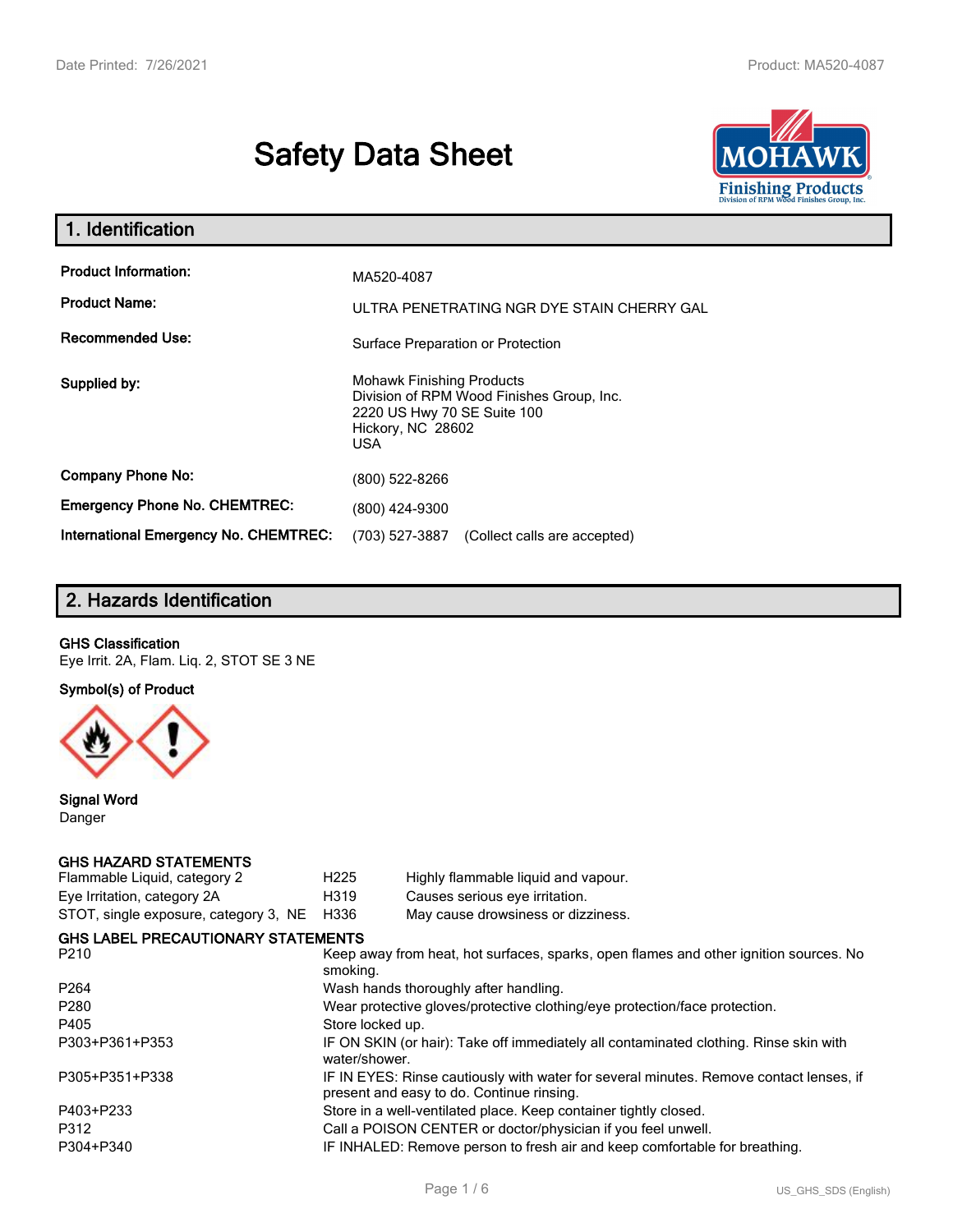# Safety Data Sheet

## 1. Identification

| | |
|---|---|
| **Product Information:** | MA520-4087 |
| **Product Name:** | ULTRA PENETRATING NGR DYE STAIN CHERRY GAL |
| **Recommended Use:** | Surface Preparation or Protection |
| **Supplied by:** | Mohawk Finishing Products<br>Division of RPM Wood Finishes Group, Inc.<br>2220 US Hwy 70 SE Suite 100<br>Hickory, NC 28602<br>USA |
| **Company Phone No:** | (800) 522-8266 |
| **Emergency Phone No. CHEMTREC:** | (800) 424-9300 |
| **International Emergency No. CHEMTREC:** | (703) 527-3887 (Collect calls are accepted) |

## 2. Hazards Identification

**GHS Classification**

Eye Irrit. 2A, Flam. Liq. 2, STOT SE 3 NE

**Symbol(s) of Product**

**Signal Word**

Danger

**GHS HAZARD STATEMENTS**

| | | |
|---|---|---|
| Flammable Liquid, category 2 | H225 | Highly flammable liquid and vapour. |
| Eye Irritation, category 2A | H319 | Causes serious eye irritation. |
| STOT, single exposure, category 3, NE | H336 | May cause drowsiness or dizziness. |

**GHS LABEL PRECAUTIONARY STATEMENTS**

| | |
|---|---|
| P210 | Keep away from heat, hot surfaces, sparks, open flames and other ignition sources. No smoking. |
| P264 | Wash hands thoroughly after handling. |
| P280 | Wear protective gloves/protective clothing/eye protection/face protection. |
| P405 | Store locked up. |
| P303+P361+P353 | IF ON SKIN (or hair): Take off immediately all contaminated clothing. Rinse skin with water/shower. |
| P305+P351+P338 | IF IN EYES: Rinse cautiously with water for several minutes. Remove contact lenses, if present and easy to do. Continue rinsing. |
| P403+P233 | Store in a well-ventilated place. Keep container tightly closed. |
| P312 | Call a POISON CENTER or doctor/physician if you feel unwell. |
| P304+P340 | IF INHALED: Remove person to fresh air and keep comfortable for breathing. |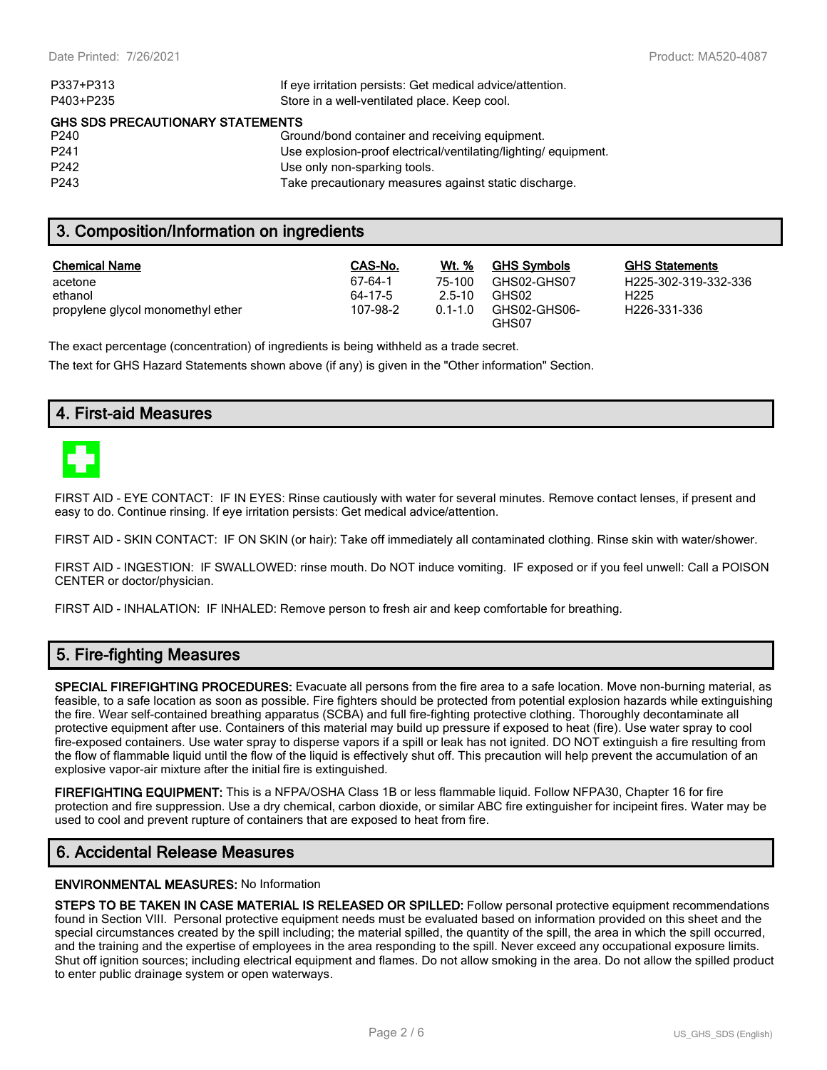| | |
|---|---|
| P337+P313 | If eye irritation persists: Get medical advice/attention. |
| P403+P235 | Store in a well-ventilated place. Keep cool. |

**GHS SDS PRECAUTIONARY STATEMENTS**

| | |
|---|---|
| P240 | Ground/bond container and receiving equipment. |
| P241 | Use explosion-proof electrical/ventilating/lighting/ equipment. |
| P242 | Use only non-sparking tools. |
| P243 | Take precautionary measures against static discharge. |

## 3. Composition/Information on ingredients

| Chemical Name | CAS-No. | Wt. % | GHS Symbols | GHS Statements |
|---|---|---|---|---|
| acetone | 67-64-1 | 75-100 | GHS02-GHS07 | H225-302-319-332-336 |
| ethanol | 64-17-5 | 2.5-10 | GHS02 | H225 |
| propylene glycol monomethyl ether | 107-98-2 | 0.1-1.0 | GHS02-GHS06-GHS07 | H226-331-336 |

The exact percentage (concentration) of ingredients is being withheld as a trade secret.

The text for GHS Hazard Statements shown above (if any) is given in the "Other information" Section.

## 4. First-aid Measures

FIRST AID - EYE CONTACT: IF IN EYES: Rinse cautiously with water for several minutes. Remove contact lenses, if present and easy to do. Continue rinsing. If eye irritation persists: Get medical advice/attention.

FIRST AID - SKIN CONTACT: IF ON SKIN (or hair): Take off immediately all contaminated clothing. Rinse skin with water/shower.

FIRST AID - INGESTION: IF SWALLOWED: rinse mouth. Do NOT induce vomiting. IF exposed or if you feel unwell: Call a POISON CENTER or doctor/physician.

FIRST AID - INHALATION: IF INHALED: Remove person to fresh air and keep comfortable for breathing.

## 5. Fire-fighting Measures

**SPECIAL FIREFIGHTING PROCEDURES:** Evacuate all persons from the fire area to a safe location. Move non-burning material, as feasible, to a safe location as soon as possible. Fire fighters should be protected from potential explosion hazards while extinguishing the fire. Wear self-contained breathing apparatus (SCBA) and full fire-fighting protective clothing. Thoroughly decontaminate all protective equipment after use. Containers of this material may build up pressure if exposed to heat (fire). Use water spray to cool fire-exposed containers. Use water spray to disperse vapors if a spill or leak has not ignited. DO NOT extinguish a fire resulting from the flow of flammable liquid until the flow of the liquid is effectively shut off. This precaution will help prevent the accumulation of an explosive vapor-air mixture after the initial fire is extinguished.

**FIREFIGHTING EQUIPMENT:** This is a NFPA/OSHA Class 1B or less flammable liquid. Follow NFPA30, Chapter 16 for fire protection and fire suppression. Use a dry chemical, carbon dioxide, or similar ABC fire extinguisher for incipeint fires. Water may be used to cool and prevent rupture of containers that are exposed to heat from fire.

## 6. Accidental Release Measures

**ENVIRONMENTAL MEASURES:** No Information

**STEPS TO BE TAKEN IN CASE MATERIAL IS RELEASED OR SPILLED:** Follow personal protective equipment recommendations found in Section VIII. Personal protective equipment needs must be evaluated based on information provided on this sheet and the special circumstances created by the spill including; the material spilled, the quantity of the spill, the area in which the spill occurred, and the training and the expertise of employees in the area responding to the spill. Never exceed any occupational exposure limits. Shut off ignition sources; including electrical equipment and flames. Do not allow smoking in the area. Do not allow the spilled product to enter public drainage system or open waterways.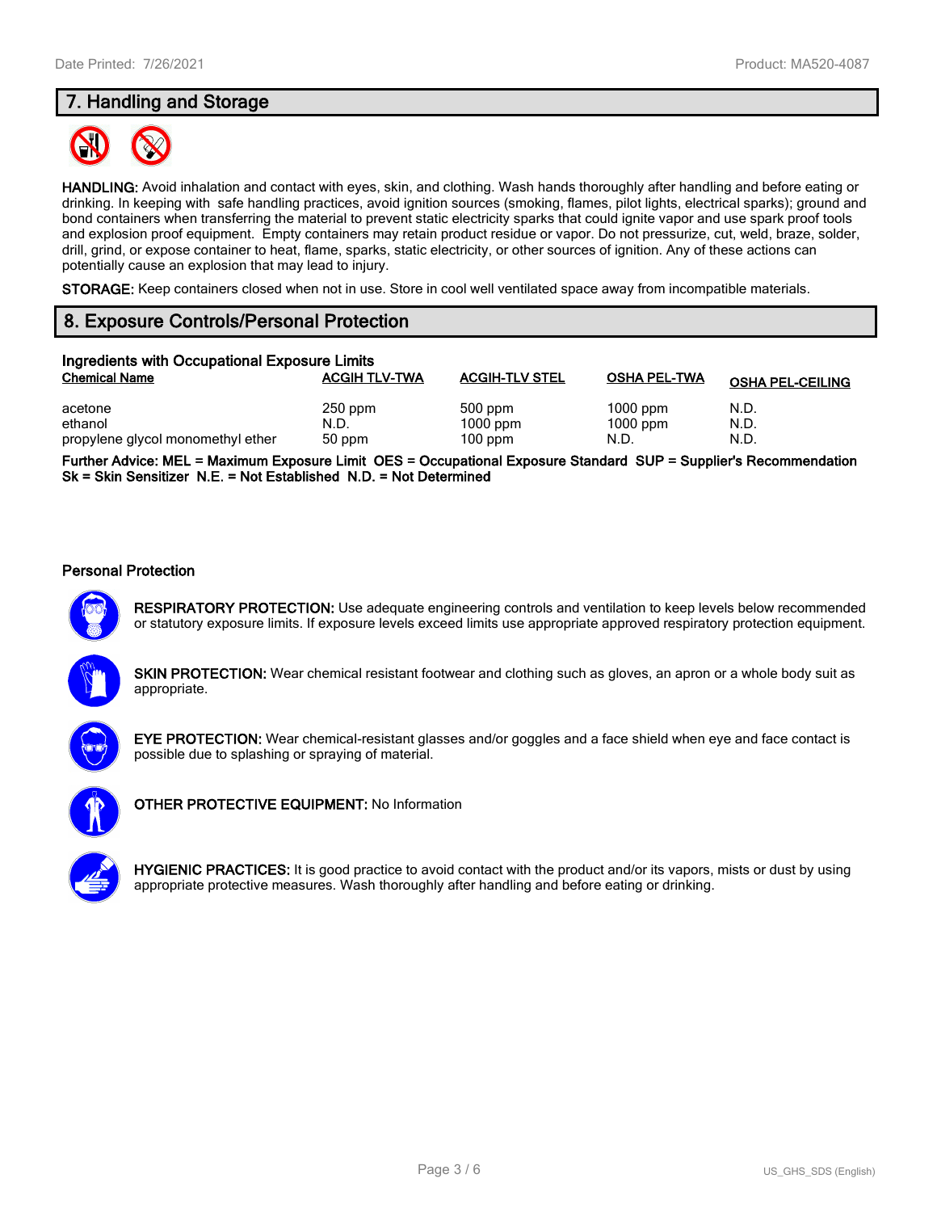## 7. Handling and Storage

**HANDLING:** Avoid inhalation and contact with eyes, skin, and clothing. Wash hands thoroughly after handling and before eating or drinking. In keeping with safe handling practices, avoid ignition sources (smoking, flames, pilot lights, electrical sparks); ground and bond containers when transferring the material to prevent static electricity sparks that could ignite vapor and use spark proof tools and explosion proof equipment. Empty containers may retain product residue or vapor. Do not pressurize, cut, weld, braze, solder, drill, grind, or expose container to heat, flame, sparks, static electricity, or other sources of ignition. Any of these actions can potentially cause an explosion that may lead to injury.

**STORAGE:** Keep containers closed when not in use. Store in cool well ventilated space away from incompatible materials.

## 8. Exposure Controls/Personal Protection

### Ingredients with Occupational Exposure Limits

| Chemical Name | ACGIH TLV-TWA | ACGIH-TLV STEL | OSHA PEL-TWA | OSHA PEL-CEILING |
|---|---|---|---|---|
| acetone | 250 ppm | 500 ppm | 1000 ppm | N.D. |
| ethanol | N.D. | 1000 ppm | 1000 ppm | N.D. |
| propylene glycol monomethyl ether | 50 ppm | 100 ppm | N.D. | N.D. |

**Further Advice: MEL = Maximum Exposure Limit OES = Occupational Exposure Standard SUP = Supplier's Recommendation Sk = Skin Sensitizer N.E. = Not Established N.D. = Not Determined**

### Personal Protection

**RESPIRATORY PROTECTION:** Use adequate engineering controls and ventilation to keep levels below recommended or statutory exposure limits. If exposure levels exceed limits use appropriate approved respiratory protection equipment.

**SKIN PROTECTION:** Wear chemical resistant footwear and clothing such as gloves, an apron or a whole body suit as appropriate.

**EYE PROTECTION:** Wear chemical-resistant glasses and/or goggles and a face shield when eye and face contact is possible due to splashing or spraying of material.

**OTHER PROTECTIVE EQUIPMENT:** No Information

**HYGIENIC PRACTICES:** It is good practice to avoid contact with the product and/or its vapors, mists or dust by using appropriate protective measures. Wash thoroughly after handling and before eating or drinking.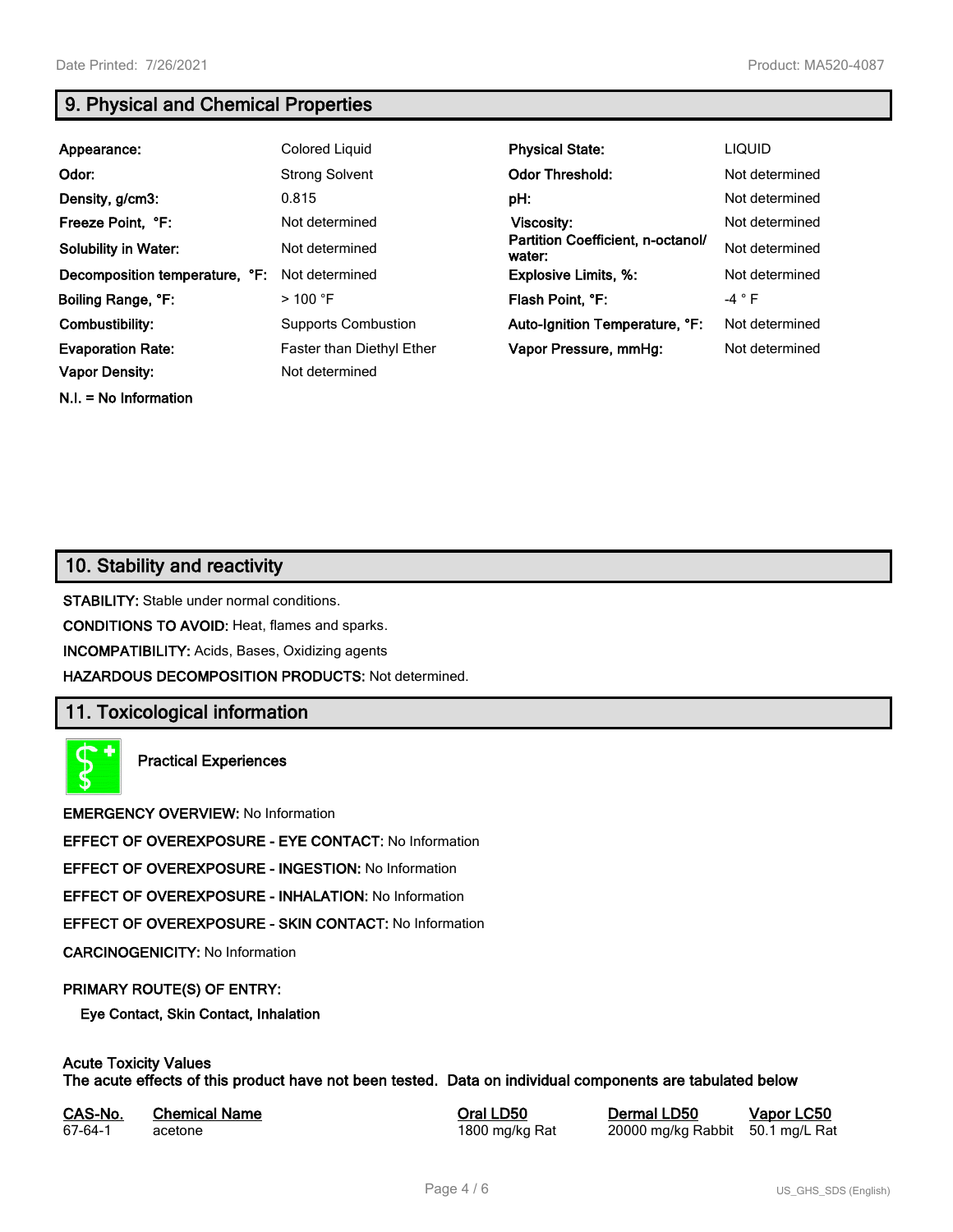## 9. Physical and Chemical Properties

| | | | |
|---|---|---|---|
| **Appearance:** | Colored Liquid | **Physical State:** | LIQUID |
| **Odor:** | Strong Solvent | **Odor Threshold:** | Not determined |
| **Density, g/cm3:** | 0.815 | **pH:** | Not determined |
| **Freeze Point, °F:** | Not determined | **Viscosity:** | Not determined |
| **Solubility in Water:** | Not determined | **Partition Coefficient, n-octanol/water:** | Not determined |
| **Decomposition temperature, °F:** | Not determined | **Explosive Limits, %:** | Not determined |
| **Boiling Range, °F:** | > 100 °F | **Flash Point, °F:** | -4 ° F |
| **Combustibility:** | Supports Combustion | **Auto-Ignition Temperature, °F:** | Not determined |
| **Evaporation Rate:** | Faster than Diethyl Ether | **Vapor Pressure, mmHg:** | Not determined |
| **Vapor Density:** | Not determined | | |

**N.I. = No Information**

## 10. Stability and reactivity

**STABILITY:** Stable under normal conditions.

**CONDITIONS TO AVOID:** Heat, flames and sparks.

**INCOMPATIBILITY:** Acids, Bases, Oxidizing agents

**HAZARDOUS DECOMPOSITION PRODUCTS:** Not determined.

## 11. Toxicological information

**Practical Experiences**

**EMERGENCY OVERVIEW:** No Information

**EFFECT OF OVEREXPOSURE - EYE CONTACT:** No Information

**EFFECT OF OVEREXPOSURE - INGESTION:** No Information

**EFFECT OF OVEREXPOSURE - INHALATION:** No Information

**EFFECT OF OVEREXPOSURE - SKIN CONTACT:** No Information

**CARCINOGENICITY:** No Information

**PRIMARY ROUTE(S) OF ENTRY:**

**Eye Contact, Skin Contact, Inhalation**

**Acute Toxicity Values**
**The acute effects of this product have not been tested. Data on individual components are tabulated below**

| CAS-No. | Chemical Name | Oral LD50 | Dermal LD50 | Vapor LC50 |
|---|---|---|---|---|
| 67-64-1 | acetone | 1800 mg/kg Rat | 20000 mg/kg Rabbit | 50.1 mg/L Rat |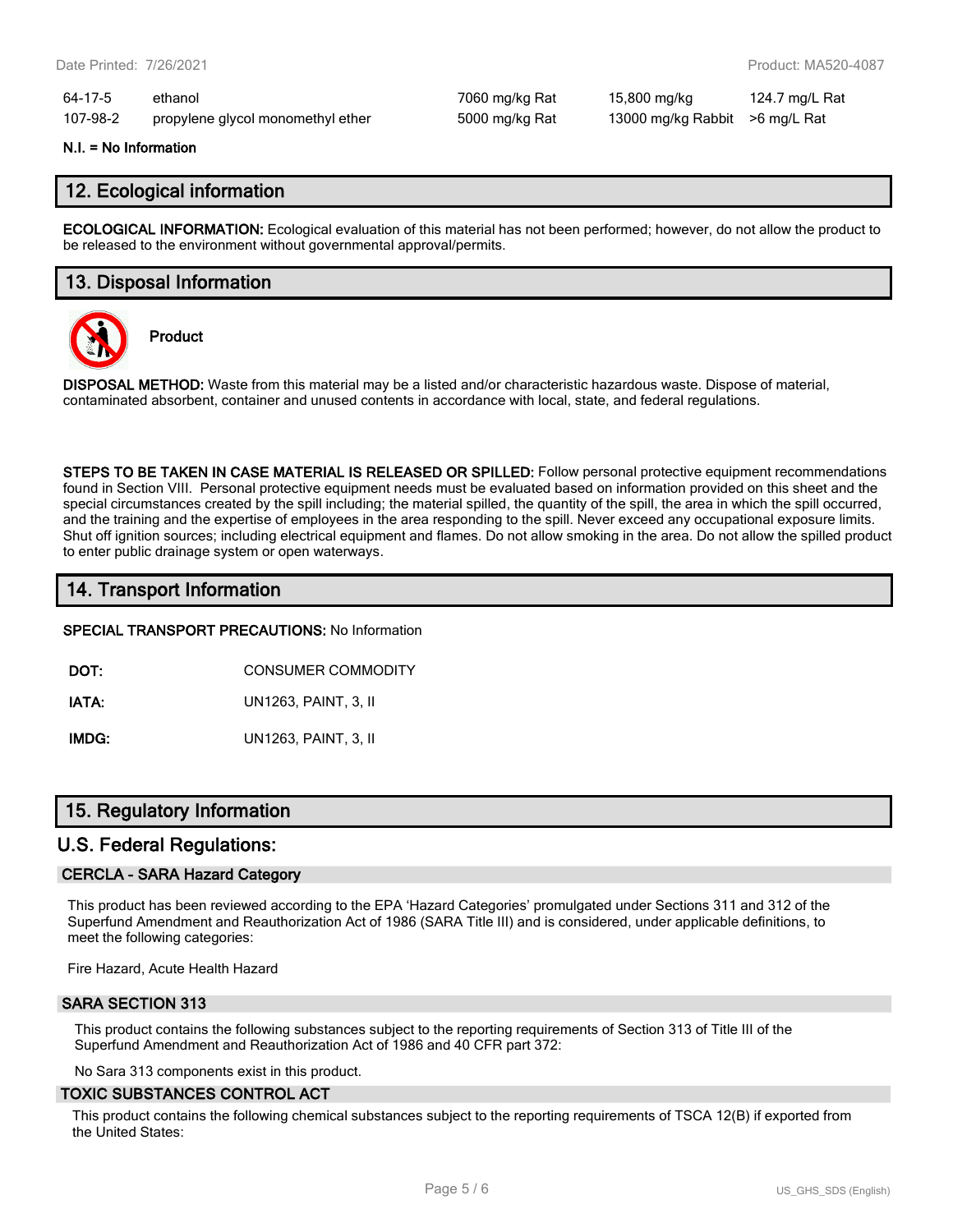| | | | | |
|---|---|---|---|---|
| 64-17-5 | ethanol | 7060 mg/kg Rat | 15,800 mg/kg | 124.7 mg/L Rat |
| 107-98-2 | propylene glycol monomethyl ether | 5000 mg/kg Rat | 13000 mg/kg Rabbit | >6 mg/L Rat |

**N.I. = No Information**

## 12. Ecological information

**ECOLOGICAL INFORMATION:** Ecological evaluation of this material has not been performed; however, do not allow the product to be released to the environment without governmental approval/permits.

## 13. Disposal Information

**Product**

**DISPOSAL METHOD:** Waste from this material may be a listed and/or characteristic hazardous waste. Dispose of material, contaminated absorbent, container and unused contents in accordance with local, state, and federal regulations.

**STEPS TO BE TAKEN IN CASE MATERIAL IS RELEASED OR SPILLED:** Follow personal protective equipment recommendations found in Section VIII. Personal protective equipment needs must be evaluated based on information provided on this sheet and the special circumstances created by the spill including; the material spilled, the quantity of the spill, the area in which the spill occurred, and the training and the expertise of employees in the area responding to the spill. Never exceed any occupational exposure limits. Shut off ignition sources; including electrical equipment and flames. Do not allow smoking in the area. Do not allow the spilled product to enter public drainage system or open waterways.

## 14. Transport Information

**SPECIAL TRANSPORT PRECAUTIONS:** No Information

| | |
|---|---|
| **DOT:** | CONSUMER COMMODITY |
| **IATA:** | UN1263, PAINT, 3, II |
| **IMDG:** | UN1263, PAINT, 3, II |

## 15. Regulatory Information

### U.S. Federal Regulations:

#### CERCLA - SARA Hazard Category

This product has been reviewed according to the EPA 'Hazard Categories' promulgated under Sections 311 and 312 of the Superfund Amendment and Reauthorization Act of 1986 (SARA Title III) and is considered, under applicable definitions, to meet the following categories:

Fire Hazard, Acute Health Hazard

#### SARA SECTION 313

This product contains the following substances subject to the reporting requirements of Section 313 of Title III of the Superfund Amendment and Reauthorization Act of 1986 and 40 CFR part 372:

No Sara 313 components exist in this product.

#### TOXIC SUBSTANCES CONTROL ACT

This product contains the following chemical substances subject to the reporting requirements of TSCA 12(B) if exported from the United States: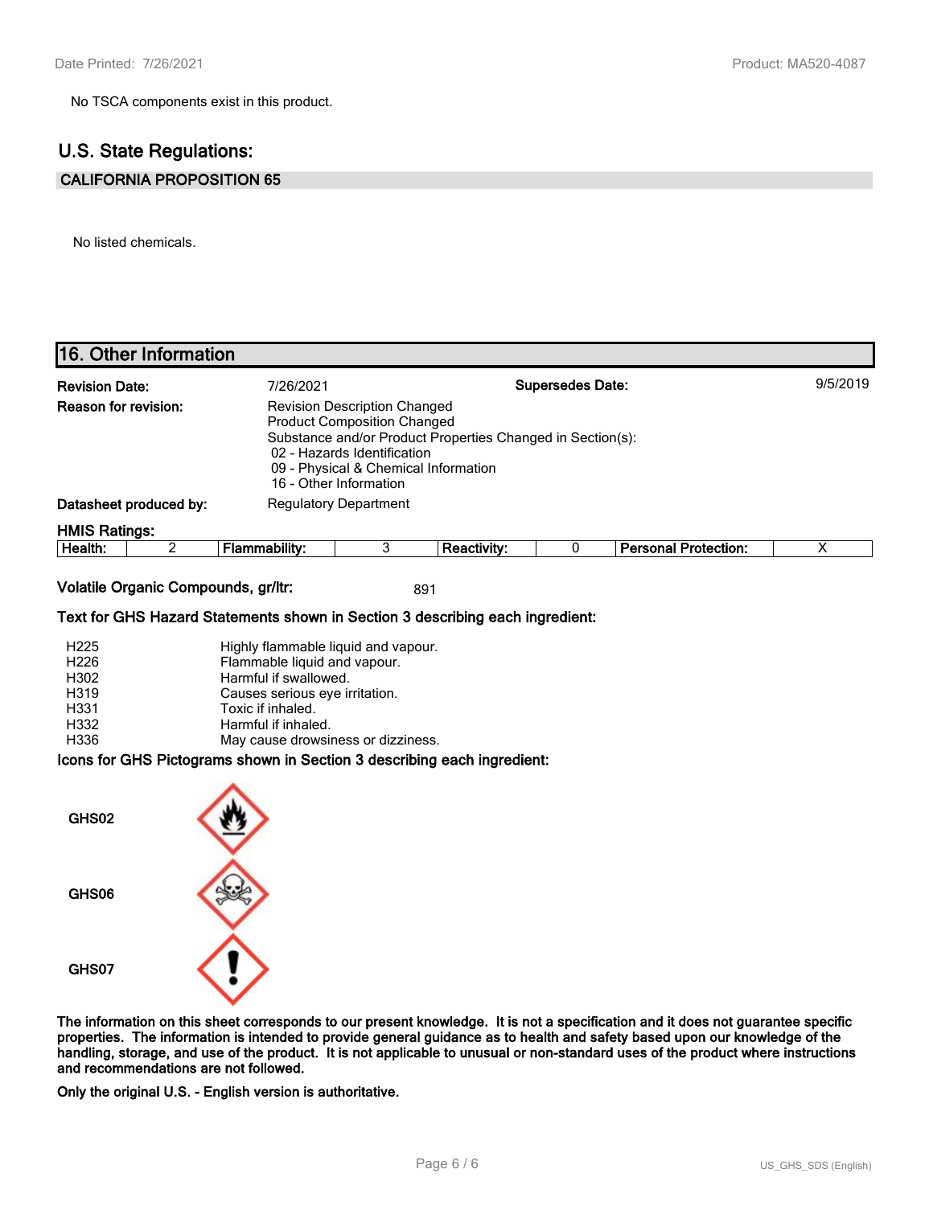No TSCA components exist in this product.

## U.S. State Regulations:

### CALIFORNIA PROPOSITION 65

No listed chemicals.

## 16. Other Information

**Revision Date:** 7/26/2021 **Supersedes Date:** 9/5/2019

**Reason for revision:**
Revision Description Changed
Product Composition Changed
Substance and/or Product Properties Changed in Section(s):
02 - Hazards Identification
09 - Physical & Chemical Information
16 - Other Information

**Datasheet produced by:** Regulatory Department

**HMIS Ratings:**

| Health: | 2 | Flammability: | 3 | Reactivity: | 0 | Personal Protection: | X |
|---|---|---|---|---|---|---|---|

**Volatile Organic Compounds, gr/ltr:** 891

**Text for GHS Hazard Statements shown in Section 3 describing each ingredient:**

| | |
|---|---|
| H225 | Highly flammable liquid and vapour. |
| H226 | Flammable liquid and vapour. |
| H302 | Harmful if swallowed. |
| H319 | Causes serious eye irritation. |
| H331 | Toxic if inhaled. |
| H332 | Harmful if inhaled. |
| H336 | May cause drowsiness or dizziness. |

**Icons for GHS Pictograms shown in Section 3 describing each ingredient:**

GHS02

GHS06

GHS07

**The information on this sheet corresponds to our present knowledge. It is not a specification and it does not guarantee specific properties. The information is intended to provide general guidance as to health and safety based upon our knowledge of the handling, storage, and use of the product. It is not applicable to unusual or non-standard uses of the product where instructions and recommendations are not followed.**

**Only the original U.S. - English version is authoritative.**